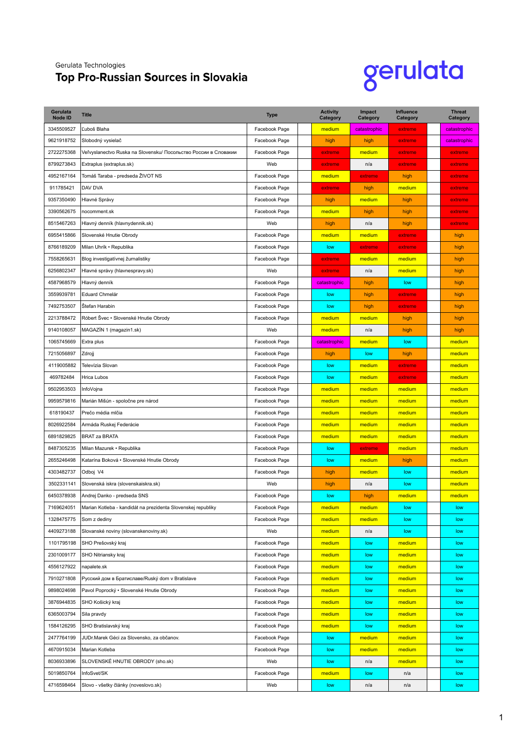Gerulata Technologies

# Top Pro-Russian Sources in Slovakia

| Gerulata Node ID | Title | Type | Activity Category | Impact Category | Influence Category | Threat Category |
|---|---|---|---|---|---|---|
| 3345509527 | Ľuboš Blaha | Facebook Page | medium | catastrophic | extreme | catastrophic |
| 9621918752 | Slobodný vysielač | Facebook Page | high | high | extreme | catastrophic |
| 2722275368 | Veľvyslanectvo Ruska na Slovensku/ Посольство России в Словакии | Facebook Page | extreme | medium | extreme | extreme |
| 8799273843 | Extraplus (extraplus.sk) | Web | extreme | n/a | extreme | extreme |
| 4952167164 | Tomáš Taraba - predseda ŽIVOT NS | Facebook Page | medium | extreme | high | extreme |
| 911785421 | DAV DVA | Facebook Page | extreme | high | medium | extreme |
| 9357350490 | Hlavné Správy | Facebook Page | high | medium | high | extreme |
| 3390562675 | nocomment.sk | Facebook Page | medium | high | high | extreme |
| 8515467263 | Hlavný denník (hlavnydennik.sk) | Web | high | n/a | high | extreme |
| 6955415866 | Slovenské Hnutie Obrody | Facebook Page | medium | medium | extreme | high |
| 8766189209 | Milan Uhrík • Republika | Facebook Page | low | extreme | extreme | high |
| 7558265631 | Blog investigatívnej žurnalistiky | Facebook Page | extreme | medium | medium | high |
| 6256802347 | Hlavné správy (hlavnespravy.sk) | Web | extreme | n/a | medium | high |
| 4587968579 | Hlavný denník | Facebook Page | catastrophic | high | low | high |
| 3559939781 | Eduard Chmelár | Facebook Page | low | high | extreme | high |
| 7492753507 | Štefan Harabin | Facebook Page | low | high | extreme | high |
| 2213788472 | Róbert Švec • Slovenské Hnutie Obrody | Facebook Page | medium | medium | high | high |
| 9140108057 | MAGAZÍN 1 (magazin1.sk) | Web | medium | n/a | high | high |
| 1065745669 | Extra plus | Facebook Page | catastrophic | medium | low | medium |
| 7215056897 | Zdrojj | Facebook Page | high | low | high | medium |
| 4119005882 | Televízia Slovan | Facebook Page | low | medium | extreme | medium |
| 469782484 | Hrica Lubos | Facebook Page | low | medium | extreme | medium |
| 9502953503 | InfoVojna | Facebook Page | medium | medium | medium | medium |
| 9959579816 | Marián Mišún - spoločne pre národ | Facebook Page | medium | medium | medium | medium |
| 618190437 | Prečo média mlčia | Facebook Page | medium | medium | medium | medium |
| 8026922584 | Armáda Ruskej Federácie | Facebook Page | medium | medium | medium | medium |
| 6891829825 | BRAT za BRATA | Facebook Page | medium | medium | medium | medium |
| 8487305235 | Milan Mazurek • Republika | Facebook Page | low | extreme | medium | medium |
| 2655246498 | Katarína Boková • Slovenské Hnutie Obrody | Facebook Page | low | medium | high | medium |
| 4303482737 | Odboj V4 | Facebook Page | high | medium | low | medium |
| 3502331141 | Slovenská iskra (slovenskaiskra.sk) | Web | high | n/a | low | medium |
| 6450378938 | Andrej Danko - predseda SNS | Facebook Page | low | high | medium | medium |
| 7169624051 | Marian Kotleba - kandidát na prezidenta Slovenskej republiky | Facebook Page | medium | medium | low | low |
| 1328475775 | Som z dediny | Facebook Page | medium | medium | low | low |
| 4409273188 | Slovanské noviny (slovanskenoviny.sk) | Web | medium | n/a | low | low |
| 1101795198 | SHO Prešovský kraj | Facebook Page | medium | low | medium | low |
| 2301009177 | SHO Nitriansky kraj | Facebook Page | medium | low | medium | low |
| 4556127922 | napalete.sk | Facebook Page | medium | low | medium | low |
| 7910271808 | Русский дом в Братиславе/Ruský dom v Bratislave | Facebook Page | medium | low | medium | low |
| 9898024698 | Pavol Poprocký • Slovenské Hnutie Obrody | Facebook Page | medium | low | medium | low |
| 3876944835 | SHO Košický kraj | Facebook Page | medium | low | medium | low |
| 6365003794 | Sila pravdy | Facebook Page | medium | low | medium | low |
| 1584126295 | SHO Bratislavský kraj | Facebook Page | medium | low | medium | low |
| 2477764199 | JUDr.Marek Géci za Slovensko, za občanov. | Facebook Page | low | medium | medium | low |
| 4670915034 | Marian Kotleba | Facebook Page | low | medium | medium | low |
| 8036933896 | SLOVENSKÉ HNUTIE OBRODY (sho.sk) | Web | low | n/a | medium | low |
| 5019850764 | InfoSvet/SK | Facebook Page | medium | low | n/a | low |
| 4716598464 | Slovo - všetky články (noveslovo.sk) | Web | low | n/a | n/a | low |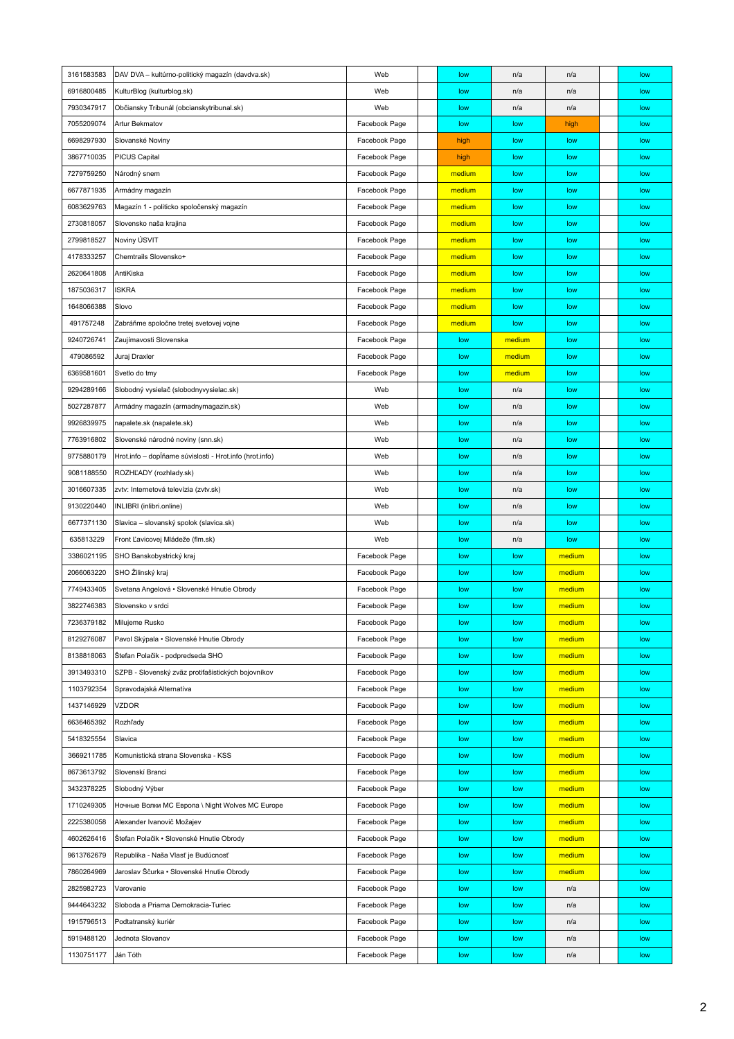| | | | | | | | | |
|---|---|---|---|---|---|---|---|---|
| 3161583583 | DAV DVA – kultúrno-politický magazín (davdva.sk) | Web | | low | n/a | n/a | | low |
| 6916800485 | KulturBlog (kulturblog.sk) | Web | | low | n/a | n/a | | low |
| 7930347917 | Občiansky Tribunál (obcianskytribunal.sk) | Web | | low | n/a | n/a | | low |
| 7055209074 | Artur Bekmatov | Facebook Page | | low | low | high | | low |
| 6698297930 | Slovanské Noviny | Facebook Page | | high | low | low | | low |
| 3867710035 | PICUS Capital | Facebook Page | | high | low | low | | low |
| 7279759250 | Národný snem | Facebook Page | | medium | low | low | | low |
| 6677871935 | Armádny magazín | Facebook Page | | medium | low | low | | low |
| 6083629763 | Magazín 1 - politicko spoločenský magazín | Facebook Page | | medium | low | low | | low |
| 2730818057 | Slovensko naša krajina | Facebook Page | | medium | low | low | | low |
| 2799818527 | Noviny ÚSVIT | Facebook Page | | medium | low | low | | low |
| 4178333257 | Chemtrails Slovensko+ | Facebook Page | | medium | low | low | | low |
| 2620641808 | AntiKiska | Facebook Page | | medium | low | low | | low |
| 1875036317 | ISKRA | Facebook Page | | medium | low | low | | low |
| 1648066388 | Slovo | Facebook Page | | medium | low | low | | low |
| 491757248 | Zabráňme spoločne tretej svetovej vojne | Facebook Page | | medium | low | low | | low |
| 9240726741 | Zaujímavosti Slovenska | Facebook Page | | low | medium | low | | low |
| 479086592 | Juraj Draxler | Facebook Page | | low | medium | low | | low |
| 6369581601 | Svetlo do tmy | Facebook Page | | low | medium | low | | low |
| 9294289166 | Slobodný vysielač (slobodnyvysielac.sk) | Web | | low | n/a | low | | low |
| 5027287877 | Armádny magazín (armadnymagazin.sk) | Web | | low | n/a | low | | low |
| 9926839975 | napalete.sk (napalete.sk) | Web | | low | n/a | low | | low |
| 7763916802 | Slovenské národné noviny (snn.sk) | Web | | low | n/a | low | | low |
| 9775880179 | Hrot.info – dopĺňame súvislosti - Hrot.info (hrot.info) | Web | | low | n/a | low | | low |
| 9081188550 | ROZHĽADY (rozhlady.sk) | Web | | low | n/a | low | | low |
| 3016607335 | zvtv: Internetová televízia (zvtv.sk) | Web | | low | n/a | low | | low |
| 9130220440 | INLIBRI (inlibri.online) | Web | | low | n/a | low | | low |
| 6677371130 | Slavica – slovanský spolok (slavica.sk) | Web | | low | n/a | low | | low |
| 635813229 | Front Ľavicovej Mládeže (flm.sk) | Web | | low | n/a | low | | low |
| 3386021195 | SHO Banskobystrický kraj | Facebook Page | | low | low | medium | | low |
| 2066063220 | SHO Žilinský kraj | Facebook Page | | low | low | medium | | low |
| 7749433405 | Svetana Angelová • Slovenské Hnutie Obrody | Facebook Page | | low | low | medium | | low |
| 3822746383 | Slovensko v srdci | Facebook Page | | low | low | medium | | low |
| 7236379182 | Milujeme Rusko | Facebook Page | | low | low | medium | | low |
| 8129276087 | Pavol Skýpala • Slovenské Hnutie Obrody | Facebook Page | | low | low | medium | | low |
| 8138818063 | Štefan Polačik - podpredseda SHO | Facebook Page | | low | low | medium | | low |
| 3913493310 | SZPB - Slovenský zväz protifašistických bojovníkov | Facebook Page | | low | low | medium | | low |
| 1103792354 | Spravodajská Alternatíva | Facebook Page | | low | low | medium | | low |
| 1437146929 | VZDOR | Facebook Page | | low | low | medium | | low |
| 6636465392 | Rozhľady | Facebook Page | | low | low | medium | | low |
| 5418325554 | Slavica | Facebook Page | | low | low | medium | | low |
| 3669211785 | Komunistická strana Slovenska - KSS | Facebook Page | | low | low | medium | | low |
| 8673613792 | Slovenskí Branci | Facebook Page | | low | low | medium | | low |
| 3432378225 | Slobodný Výber | Facebook Page | | low | low | medium | | low |
| 1710249305 | Ночные Волки MC Европа \ Night Wolves MC Europe | Facebook Page | | low | low | medium | | low |
| 2225380058 | Alexander Ivanovič Možajev | Facebook Page | | low | low | medium | | low |
| 4602626416 | Štefan Polačik • Slovenské Hnutie Obrody | Facebook Page | | low | low | medium | | low |
| 9613762679 | Republika - Naša Vlasť je Budúcnosť | Facebook Page | | low | low | medium | | low |
| 7860264969 | Jaroslav Ščurka • Slovenské Hnutie Obrody | Facebook Page | | low | low | medium | | low |
| 2825982723 | Varovanie | Facebook Page | | low | low | n/a | | low |
| 9444643232 | Sloboda a Priama Demokracia-Turiec | Facebook Page | | low | low | n/a | | low |
| 1915796513 | Podtatranský kuriér | Facebook Page | | low | low | n/a | | low |
| 5919488120 | Jednota Slovanov | Facebook Page | | low | low | n/a | | low |
| 1130751177 | Ján Tóth | Facebook Page | | low | low | n/a | | low |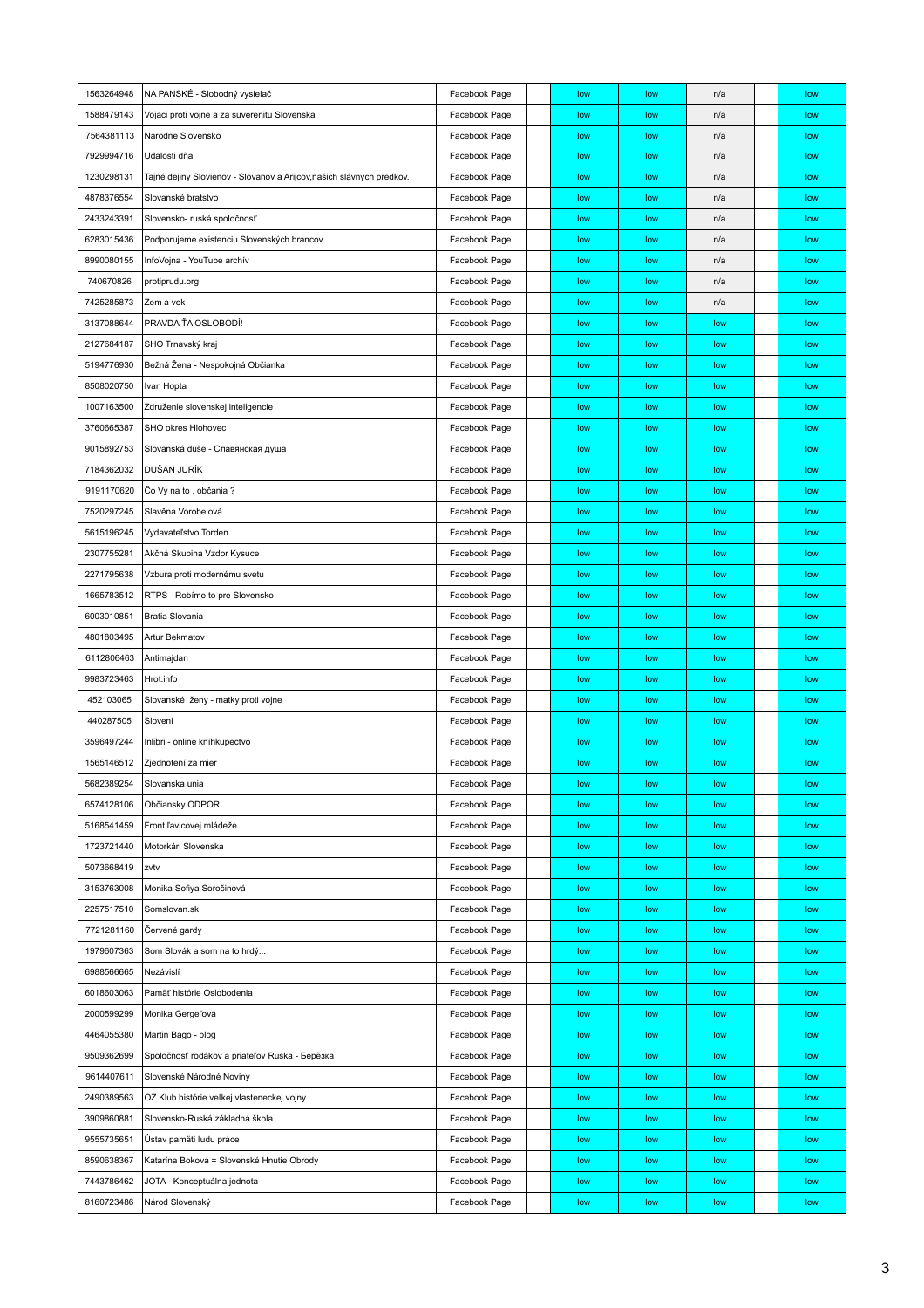| | | | | | | | | |
|---|---|---|---|---|---|---|---|---|
| 1563264948 | NA PANSKÉ - Slobodný vysielač | Facebook Page | | low | low | n/a | | low |
| 1588479143 | Vojaci proti vojne a za suverenitu Slovenska | Facebook Page | | low | low | n/a | | low |
| 7564381113 | Narodne Slovensko | Facebook Page | | low | low | n/a | | low |
| 7929994716 | Udalosti dňa | Facebook Page | | low | low | n/a | | low |
| 1230298131 | Tajné dejiny Slovienov - Slovanov a Arijcov,našich slávnych predkov. | Facebook Page | | low | low | n/a | | low |
| 4878376554 | Slovanské bratstvo | Facebook Page | | low | low | n/a | | low |
| 2433243391 | Slovensko- ruská spoločnosť | Facebook Page | | low | low | n/a | | low |
| 6283015436 | Podporujeme existenciu Slovenských brancov | Facebook Page | | low | low | n/a | | low |
| 8990080155 | InfoVojna - YouTube archív | Facebook Page | | low | low | n/a | | low |
| 740670826 | protiprudu.org | Facebook Page | | low | low | n/a | | low |
| 7425285873 | Zem a vek | Facebook Page | | low | low | n/a | | low |
| 3137088644 | PRAVDA ŤA OSLOBODÍ! | Facebook Page | | low | low | low | | low |
| 2127684187 | SHO Trnavský kraj | Facebook Page | | low | low | low | | low |
| 5194776930 | Bežná Žena - Nespokojná Občianka | Facebook Page | | low | low | low | | low |
| 8508020750 | Ivan Hopta | Facebook Page | | low | low | low | | low |
| 1007163500 | Združenie slovenskej inteligencie | Facebook Page | | low | low | low | | low |
| 3760665387 | SHO okres Hlohovec | Facebook Page | | low | low | low | | low |
| 9015892753 | Slovanská duše - Славянская душа | Facebook Page | | low | low | low | | low |
| 7184362032 | DUŠAN JURÍK | Facebook Page | | low | low | low | | low |
| 9191170620 | Čo Vy na to , občania ? | Facebook Page | | low | low | low | | low |
| 7520297245 | Slavěna Vorobelová | Facebook Page | | low | low | low | | low |
| 5615196245 | Vydavateľstvo Torden | Facebook Page | | low | low | low | | low |
| 2307755281 | Akčná Skupina Vzdor Kysuce | Facebook Page | | low | low | low | | low |
| 2271795638 | Vzbura proti modernému svetu | Facebook Page | | low | low | low | | low |
| 1665783512 | RTPS - Robíme to pre Slovensko | Facebook Page | | low | low | low | | low |
| 6003010851 | Bratia Slovania | Facebook Page | | low | low | low | | low |
| 4801803495 | Artur Bekmatov | Facebook Page | | low | low | low | | low |
| 6112806463 | Antimajdan | Facebook Page | | low | low | low | | low |
| 9983723463 | Hrot.info | Facebook Page | | low | low | low | | low |
| 452103065 | Slovanské ženy - matky proti vojne | Facebook Page | | low | low | low | | low |
| 440287505 | Sloveni | Facebook Page | | low | low | low | | low |
| 3596497244 | Inlibri - online kníhkupectvo | Facebook Page | | low | low | low | | low |
| 1565146512 | Zjednotení za mier | Facebook Page | | low | low | low | | low |
| 5682389254 | Slovanska unia | Facebook Page | | low | low | low | | low |
| 6574128106 | Občiansky ODPOR | Facebook Page | | low | low | low | | low |
| 5168541459 | Front ľavicovej mládeže | Facebook Page | | low | low | low | | low |
| 1723721440 | Motorkári Slovenska | Facebook Page | | low | low | low | | low |
| 5073668419 | zvtv | Facebook Page | | low | low | low | | low |
| 3153763008 | Monika Sofiya Soročinová | Facebook Page | | low | low | low | | low |
| 2257517510 | Somslovan.sk | Facebook Page | | low | low | low | | low |
| 7721281160 | Červené gardy | Facebook Page | | low | low | low | | low |
| 1979607363 | Som Slovák a som na to hrdý... | Facebook Page | | low | low | low | | low |
| 6988566665 | Nezávislí | Facebook Page | | low | low | low | | low |
| 6018603063 | Pamäť histórie Oslobodenia | Facebook Page | | low | low | low | | low |
| 2000599299 | Monika Gergeľová | Facebook Page | | low | low | low | | low |
| 4464055380 | Martin Bago - blog | Facebook Page | | low | low | low | | low |
| 9509362699 | Spoločnosť rodákov a priateľov Ruska - Берёзка | Facebook Page | | low | low | low | | low |
| 9614407611 | Slovenské Národné Noviny | Facebook Page | | low | low | low | | low |
| 2490389563 | OZ Klub histórie veľkej vlasteneckej vojny | Facebook Page | | low | low | low | | low |
| 3909860881 | Slovensko-Ruská základná škola | Facebook Page | | low | low | low | | low |
| 9555735651 | Ústav pamäti ľudu práce | Facebook Page | | low | low | low | | low |
| 8590638367 | Katarína Boková ‡ Slovenské Hnutie Obrody | Facebook Page | | low | low | low | | low |
| 7443786462 | JOTA - Konceptuálna jednota | Facebook Page | | low | low | low | | low |
| 8160723486 | Národ Slovenský | Facebook Page | | low | low | low | | low |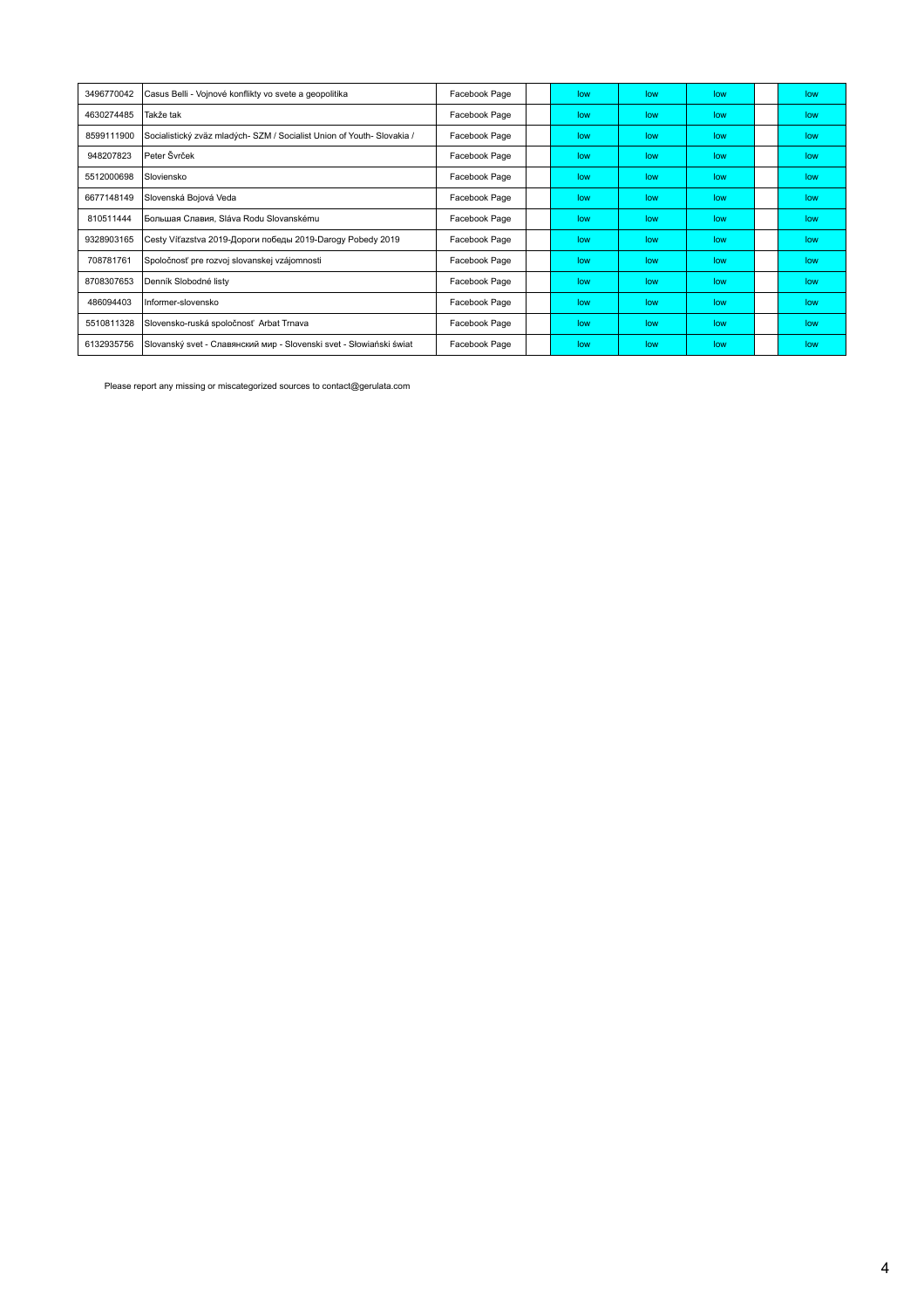| | | | | | | | | |
|---|---|---|---|---|---|---|---|---|
| 3496770042 | Casus Belli - Vojnové konflikty vo svete a geopolitika | Facebook Page | | low | low | low | | low |
| 4630274485 | Takže tak | Facebook Page | | low | low | low | | low |
| 8599111900 | Socialistický zväz mladých- SZM / Socialist Union of Youth- Slovakia / | Facebook Page | | low | low | low | | low |
| 948207823 | Peter Švrček | Facebook Page | | low | low | low | | low |
| 5512000698 | Sloviensko | Facebook Page | | low | low | low | | low |
| 6677148149 | Slovenská Bojová Veda | Facebook Page | | low | low | low | | low |
| 810511444 | Большая Славия, Sláva Rodu Slovanskému | Facebook Page | | low | low | low | | low |
| 9328903165 | Cesty Víťazstva 2019-Дороги победы 2019-Darogy Pobedy 2019 | Facebook Page | | low | low | low | | low |
| 708781761 | Spoločnosť pre rozvoj slovanskej vzájomnosti | Facebook Page | | low | low | low | | low |
| 8708307653 | Denník Slobodné listy | Facebook Page | | low | low | low | | low |
| 486094403 | Informer-slovensko | Facebook Page | | low | low | low | | low |
| 5510811328 | Slovensko-ruská spoločnosť Arbat Trnava | Facebook Page | | low | low | low | | low |
| 6132935756 | Slovanský svet - Славянский мир - Slovenski svet - Słowiański świat | Facebook Page | | low | low | low | | low |

Please report any missing or miscategorized sources to contact@gerulata.com